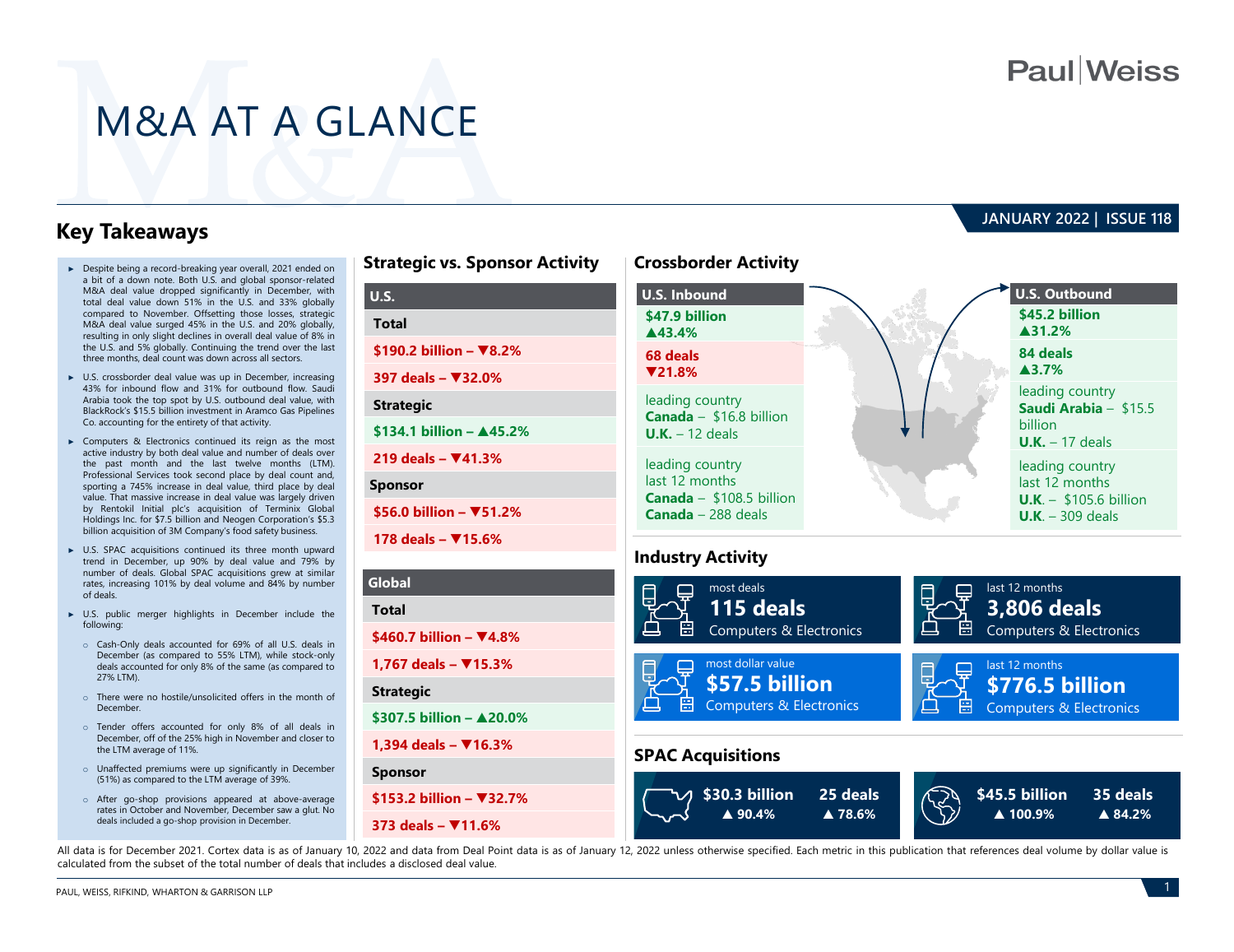# M&A AT A GLANCE

JANUARY 2022 | ISSUE 118

## Key Takeaways

- Despite being a record-breaking year overall, 2021 ended on a bit of a down note. Both U.S. and global sponsor-related M&A deal value dropped significantly in December, with total deal value down 51% in the U.S. and 33% globally, compared to November. Offsetting those losses, strategic M&A deal value surged 45% in the U.S. and 20% globally, resulting in only slight declines in overall deal value of 8% in the U.S. and 5% globally. Continuing the trend over the last three months, deal count was down across all sectors.
- U.S. crossborder deal value was up in December, increasing 43% for inbound flow and 31% for outbound flow. Saudi Arabia took the top spot by U.S. outbound deal value, with BlackRock's $15.5 billion investment in Aramco Gas Pipelines Co. accounting for the entirety of that activity.
- Computers & Electronics continued its reign as the most active industry by both deal value and number of deals over the past month and the last twelve months (LTM). Professional Services took second place by deal count and, sporting a 745% increase in deal value, third place by deal value. That massive increase in deal value was largely driven by Rentokil Initial plc's acquisition of Terminix Global Holdings Inc. for $7.5 billion and Neogen Corporation's $5.3 billion acquisition of 3M Company's food safety business.
- U.S. SPAC acquisitions continued its three month upward trend in December, up 90% by deal value and 79% by number of deals. Global SPAC acquisitions grew at similar rates, increasing 101% by deal volume and 84% by number of deals.
- U.S. public merger highlights in December include the following:
  - Cash-Only deals accounted for 69% of all U.S. deals in December (as compared to 55% LTM), while stock-only deals accounted for only 8% of the same (as compared to 27% LTM).
  - There were no hostile/unsolicited offers in the month of December.
  - Tender offers accounted for only 8% of all deals in December, off of the 25% high in November and closer to the LTM average of 11%.
  - Unaffected premiums were up significantly in December (51%) as compared to the LTM average of 39%.
  - After go-shop provisions appeared at above-average rates in October and November, December saw a glut. No deals included a go-shop provision in December.

## Strategic vs. Sponsor Activity

| U.S. |
|---|
| **Total** |
| $190.2 billion – ▼8.2% |
| 397 deals – ▼32.0% |
| **Strategic** |
| $134.1 billion – ▲45.2% |
| 219 deals – ▼41.3% |
| **Sponsor** |
| $56.0 billion – ▼51.2% |
| 178 deals – ▼15.6% |

| Global |
|---|
| **Total** |
| $460.7 billion – ▼4.8% |
| 1,767 deals – ▼15.3% |
| **Strategic** |
| $307.5 billion – ▲20.0% |
| 1,394 deals – ▼16.3% |
| **Sponsor** |
| $153.2 billion – ▼32.7% |
| 373 deals – ▼11.6% |

## Crossborder Activity

| U.S. Inbound | U.S. Outbound |
|---|---|
| $47.9 billion ▲43.4% | $45.2 billion ▲31.2% |
| 68 deals ▼21.8% | 84 deals ▲3.7% |
| leading country<br>**Canada** – $16.8 billion<br>**U.K.** – 12 deals | leading country<br>**Saudi Arabia** – $15.5 billion<br>**U.K.** – 17 deals |
| leading country last 12 months<br>**Canada** – $108.5 billion<br>**Canada** – 288 deals | leading country last 12 months<br>**U.K.** – $105.6 billion<br>**U.K.** – 309 deals |

## Industry Activity

- most deals: **115 deals** – Computers & Electronics
- last 12 months: **3,806 deals** – Computers & Electronics
- most dollar value: **$57.5 billion** – Computers & Electronics
- last 12 months: **$776.5 billion** – Computers & Electronics

## SPAC Acquisitions

| | Value | Deals |
|---|---|---|
| U.S. | $30.3 billion ▲ 90.4% | 25 deals ▲ 78.6% |
| Global | $45.5 billion ▲ 100.9% | 35 deals ▲ 84.2% |

All data is for December 2021. Cortex data is as of January 10, 2022 and data from Deal Point data is as of January 12, 2022 unless otherwise specified. Each metric in this publication that references deal volume by dollar value is calculated from the subset of the total number of deals that includes a disclosed deal value.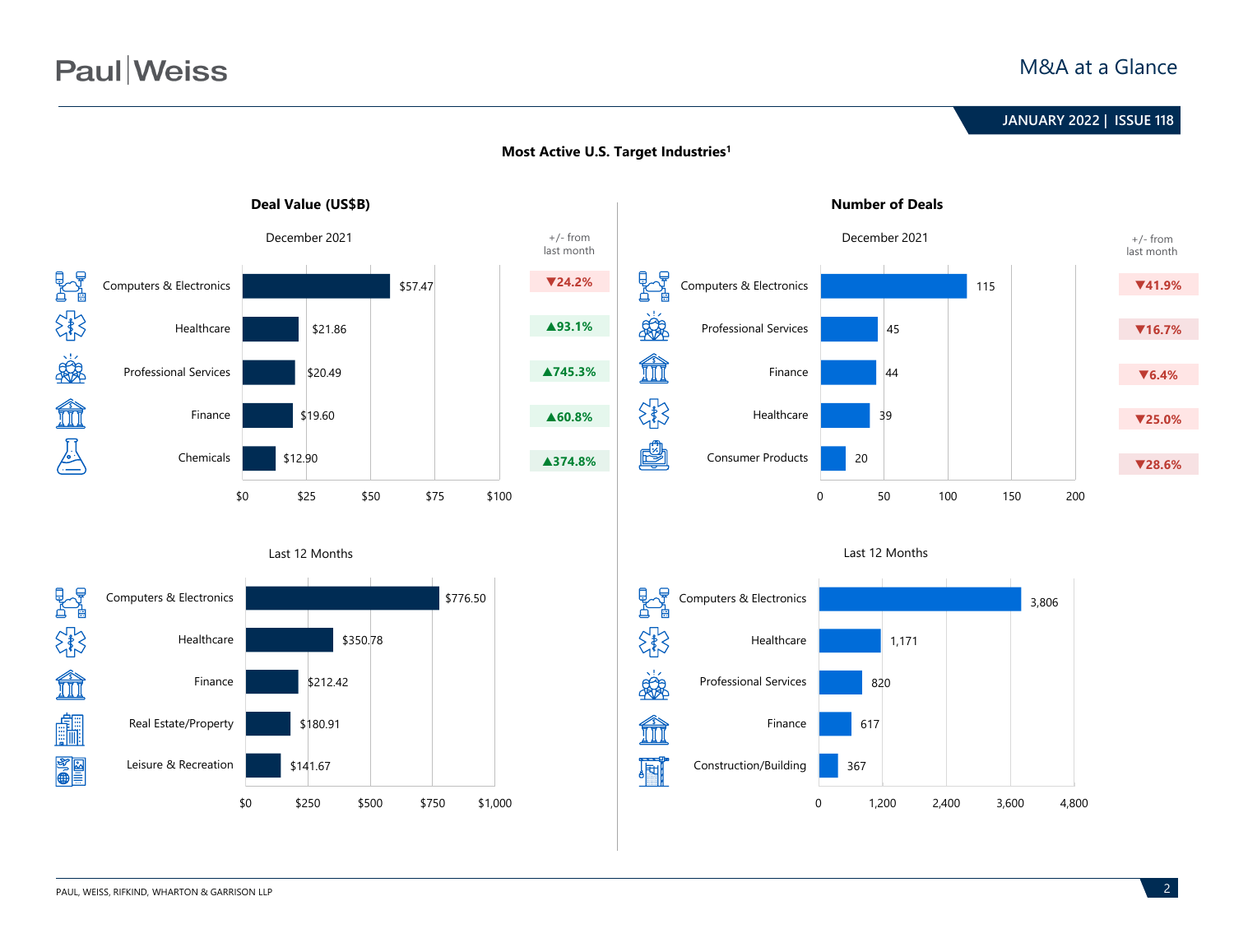## Most Active U.S. Target Industries[1]

### Deal Value (US$B)

**December 2021**

| Industry | Deal Value (US$B) | +/- from last month |
|---|---|---|
| Computers & Electronics | $57.47 | ▼24.2% |
| Healthcare | $21.86 | ▲93.1% |
| Professional Services | $20.49 | ▲745.3% |
| Finance | $19.60 | ▲60.8% |
| Chemicals | $12.90 | ▲374.8% |

**Last 12 Months**

| Industry | Deal Value (US$B) |
|---|---|
| Computers & Electronics | $776.50 |
| Healthcare | $350.78 |
| Finance | $212.42 |
| Real Estate/Property | $180.91 |
| Leisure & Recreation | $141.67 |

### Number of Deals

**December 2021**

| Industry | Number of Deals | +/- from last month |
|---|---|---|
| Computers & Electronics | 115 | ▼41.9% |
| Professional Services | 45 | ▼16.7% |
| Finance | 44 | ▼6.4% |
| Healthcare | 39 | ▼25.0% |
| Consumer Products | 20 | ▼28.6% |

**Last 12 Months**

| Industry | Number of Deals |
|---|---|
| Computers & Electronics | 3,806 |
| Healthcare | 1,171 |
| Professional Services | 820 |
| Finance | 617 |
| Construction/Building | 367 |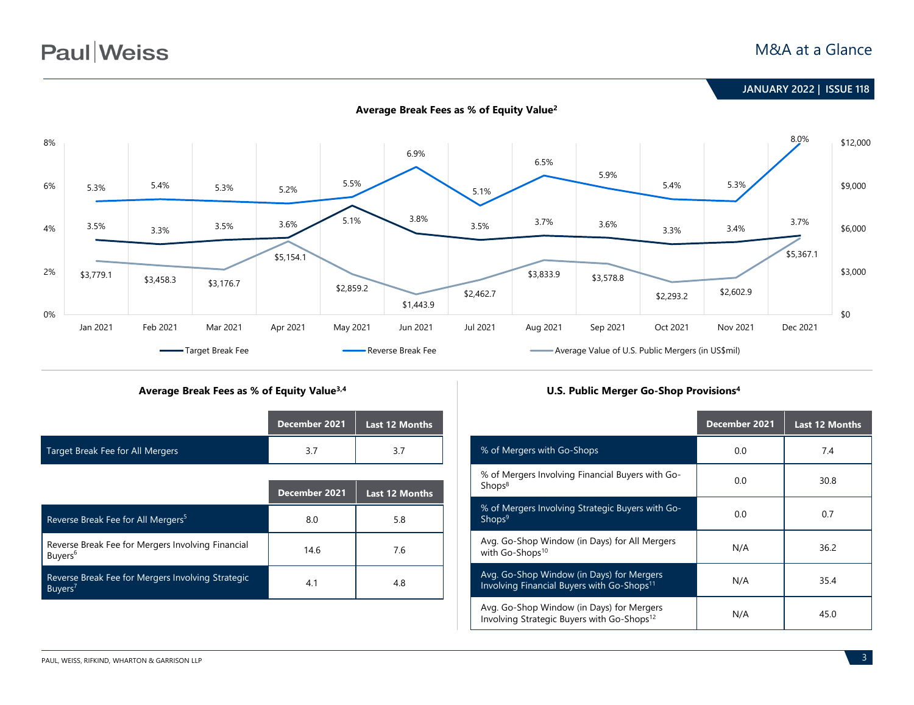## Average Break Fees as % of Equity Value[2]

| Month | Target Break Fee | Reverse Break Fee | Average Value of U.S. Public Mergers (in US$mil) |
|---|---|---|---|
| Jan 2021 | 3.5% | 5.3% | $3,779.1 |
| Feb 2021 | 3.3% | 5.4% | $3,458.3 |
| Mar 2021 | 3.5% | 5.3% | $3,176.7 |
| Apr 2021 | 3.6% | 5.2% | $5,154.1 |
| May 2021 | 5.1% | 5.5% | $2,859.2 |
| Jun 2021 | 3.8% | 6.9% | $1,443.9 |
| Jul 2021 | 3.5% | 5.1% | $2,462.7 |
| Aug 2021 | 3.7% | 6.5% | $3,833.9 |
| Sep 2021 | 3.6% | 5.9% | $3,578.8 |
| Oct 2021 | 3.3% | 5.4% | $2,293.2 |
| Nov 2021 | 3.4% | 5.3% | $2,602.9 |
| Dec 2021 | 3.7% | 8.0% | $5,367.1 |

## Average Break Fees as % of Equity Value[3,4]

| | December 2021 | Last 12 Months |
|---|---|---|
| Target Break Fee for All Mergers | 3.7 | 3.7 |

| | December 2021 | Last 12 Months |
|---|---|---|
| Reverse Break Fee for All Mergers[5] | 8.0 | 5.8 |
| Reverse Break Fee for Mergers Involving Financial Buyers[6] | 14.6 | 7.6 |
| Reverse Break Fee for Mergers Involving Strategic Buyers[7] | 4.1 | 4.8 |

## U.S. Public Merger Go-Shop Provisions[4]

| | December 2021 | Last 12 Months |
|---|---|---|
| % of Mergers with Go-Shops | 0.0 | 7.4 |
| % of Mergers Involving Financial Buyers with Go-Shops[8] | 0.0 | 30.8 |
| % of Mergers Involving Strategic Buyers with Go-Shops[9] | 0.0 | 0.7 |
| Avg. Go-Shop Window (in Days) for All Mergers with Go-Shops[10] | N/A | 36.2 |
| Avg. Go-Shop Window (in Days) for Mergers Involving Financial Buyers with Go-Shops[11] | N/A | 35.4 |
| Avg. Go-Shop Window (in Days) for Mergers Involving Strategic Buyers with Go-Shops[12] | N/A | 45.0 |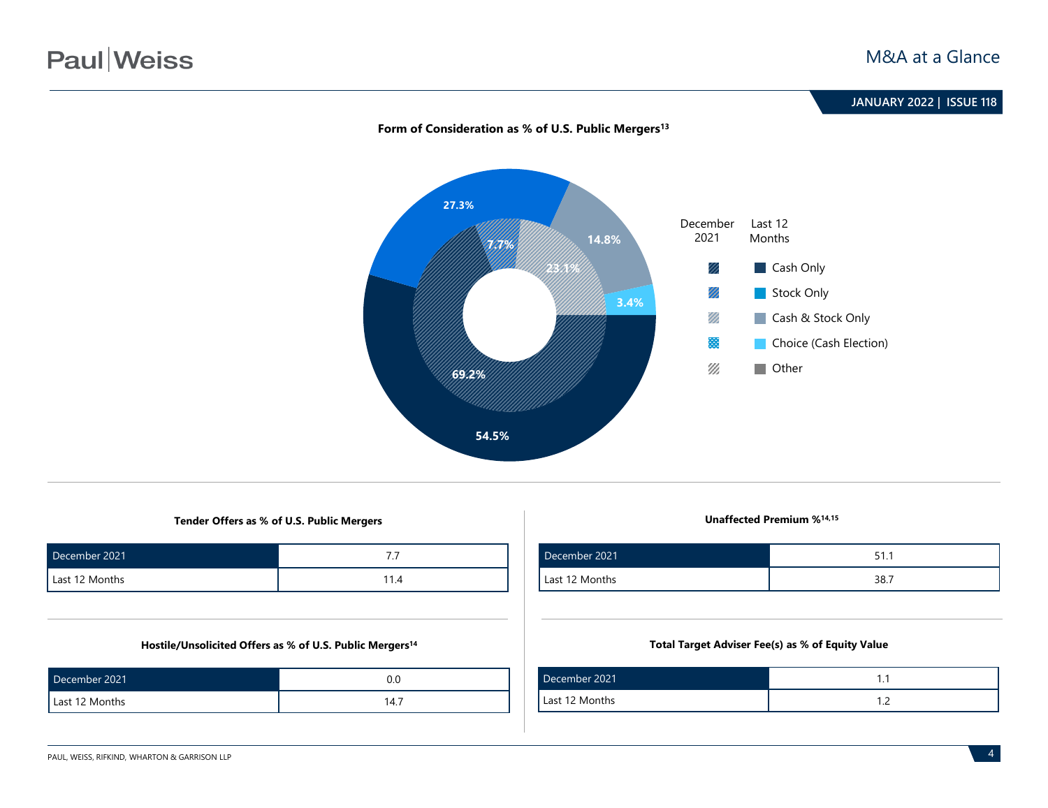### Form of Consideration as % of U.S. Public Mergers[13]

| | December 2021 | Last 12 Months |
|---|---|---|
| Cash Only | 69.2% | 54.5% |
| Stock Only | 7.7% | 27.3% |
| Cash & Stock Only | 23.1% | 14.8% |
| Choice (Cash Election) | | 3.4% |
| Other | | |

### Tender Offers as % of U.S. Public Mergers

| | |
|---|---|
| December 2021 | 7.7 |
| Last 12 Months | 11.4 |

### Unaffected Premium %[14,15]

| | |
|---|---|
| December 2021 | 51.1 |
| Last 12 Months | 38.7 |

### Hostile/Unsolicited Offers as % of U.S. Public Mergers[14]

| | |
|---|---|
| December 2021 | 0.0 |
| Last 12 Months | 14.7 |

### Total Target Adviser Fee(s) as % of Equity Value

| | |
|---|---|
| December 2021 | 1.1 |
| Last 12 Months | 1.2 |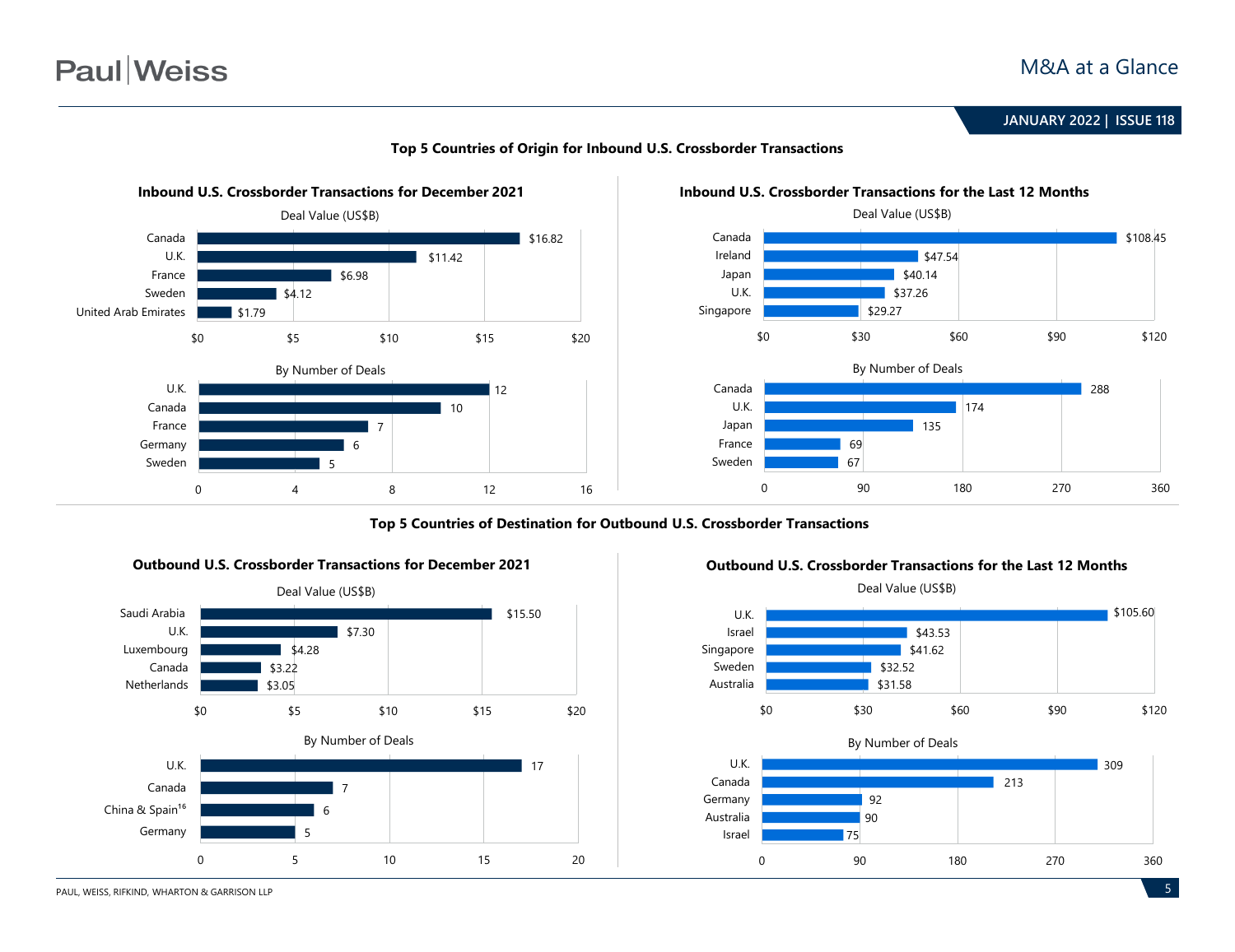## Top 5 Countries of Origin for Inbound U.S. Crossborder Transactions

### Inbound U.S. Crossborder Transactions for December 2021

**Deal Value (US$B)**

| Country | Deal Value (US$B) |
|---|---|
| Canada | $16.82 |
| U.K. | $11.42 |
| France | $6.98 |
| Sweden | $4.12 |
| United Arab Emirates | $1.79 |

**By Number of Deals**

| Country | Number of Deals |
|---|---|
| U.K. | 12 |
| Canada | 10 |
| France | 7 |
| Germany | 6 |
| Sweden | 5 |

### Inbound U.S. Crossborder Transactions for the Last 12 Months

**Deal Value (US$B)**

| Country | Deal Value (US$B) |
|---|---|
| Canada | $108.45 |
| Ireland | $47.54 |
| Japan | $40.14 |
| U.K. | $37.26 |
| Singapore | $29.27 |

**By Number of Deals**

| Country | Number of Deals |
|---|---|
| Canada | 288 |
| U.K. | 174 |
| Japan | 135 |
| France | 69 |
| Sweden | 67 |

## Top 5 Countries of Destination for Outbound U.S. Crossborder Transactions

### Outbound U.S. Crossborder Transactions for December 2021

**Deal Value (US$B)**

| Country | Deal Value (US$B) |
|---|---|
| Saudi Arabia | $15.50 |
| U.K. | $7.30 |
| Luxembourg | $4.28 |
| Canada | $3.22 |
| Netherlands | $3.05 |

**By Number of Deals**

| Country | Number of Deals |
|---|---|
| U.K. | 17 |
| Canada | 7 |
| China & Spain[16] | 6 |
| Germany | 5 |

### Outbound U.S. Crossborder Transactions for the Last 12 Months

**Deal Value (US$B)**

| Country | Deal Value (US$B) |
|---|---|
| U.K. | $105.60 |
| Israel | $43.53 |
| Singapore | $41.62 |
| Sweden | $32.52 |
| Australia | $31.58 |

**By Number of Deals**

| Country | Number of Deals |
|---|---|
| U.K. | 309 |
| Canada | 213 |
| Germany | 92 |
| Australia | 90 |
| Israel | 75 |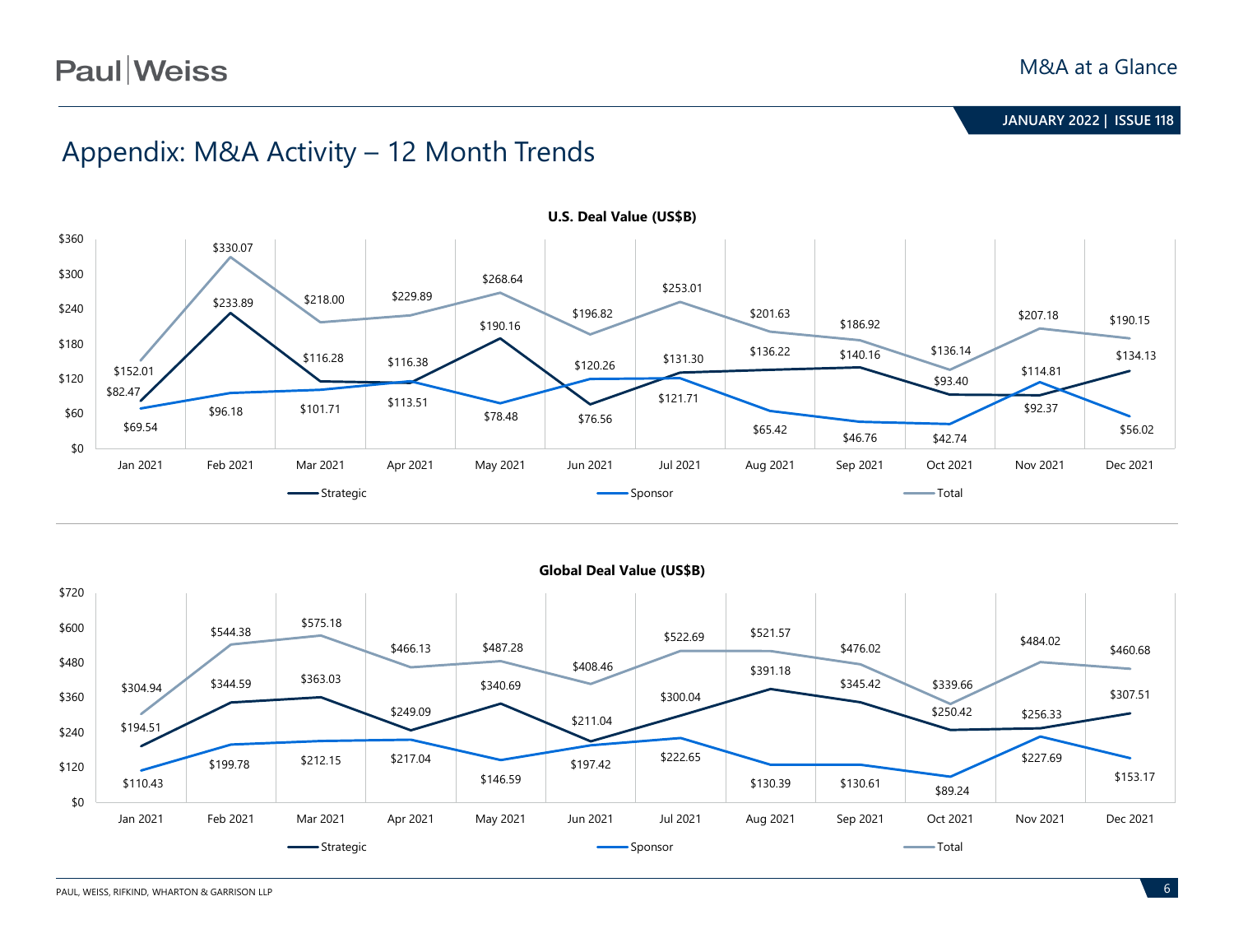# Appendix: M&A Activity – 12 Month Trends

**U.S. Deal Value (US$B)**

| | Jan 2021 | Feb 2021 | Mar 2021 | Apr 2021 | May 2021 | Jun 2021 | Jul 2021 | Aug 2021 | Sep 2021 | Oct 2021 | Nov 2021 | Dec 2021 |
|---|---|---|---|---|---|---|---|---|---|---|---|---|
| Strategic | $82.47 | $233.89 | $116.28 | $113.51 | $190.16 | $76.56 | $131.30 | $136.22 | $140.16 | $93.40 | $92.37 | $134.13 |
| Sponsor | $69.54 | $96.18 | $101.71 | $116.38 | $78.48 | $120.26 | $121.71 | $65.42 | $46.76 | $42.74 | $114.81 | $56.02 |
| Total | $152.01 | $330.07 | $218.00 | $229.89 | $268.64 | $196.82 | $253.01 | $201.63 | $186.92 | $136.14 | $207.18 | $190.15 |

**Global Deal Value (US$B)**

| | Jan 2021 | Feb 2021 | Mar 2021 | Apr 2021 | May 2021 | Jun 2021 | Jul 2021 | Aug 2021 | Sep 2021 | Oct 2021 | Nov 2021 | Dec 2021 |
|---|---|---|---|---|---|---|---|---|---|---|---|---|
| Strategic | $194.51 | $344.59 | $363.03 | $249.09 | $340.69 | $211.04 | $300.04 | $391.18 | $345.42 | $250.42 | $256.33 | $307.51 |
| Sponsor | $110.43 | $199.78 | $212.15 | $217.04 | $146.59 | $197.42 | $222.65 | $130.39 | $130.61 | $89.24 | $227.69 | $153.17 |
| Total | $304.94 | $544.38 | $575.18 | $466.13 | $487.28 | $408.46 | $522.69 | $521.57 | $476.02 | $339.66 | $484.02 | $460.68 |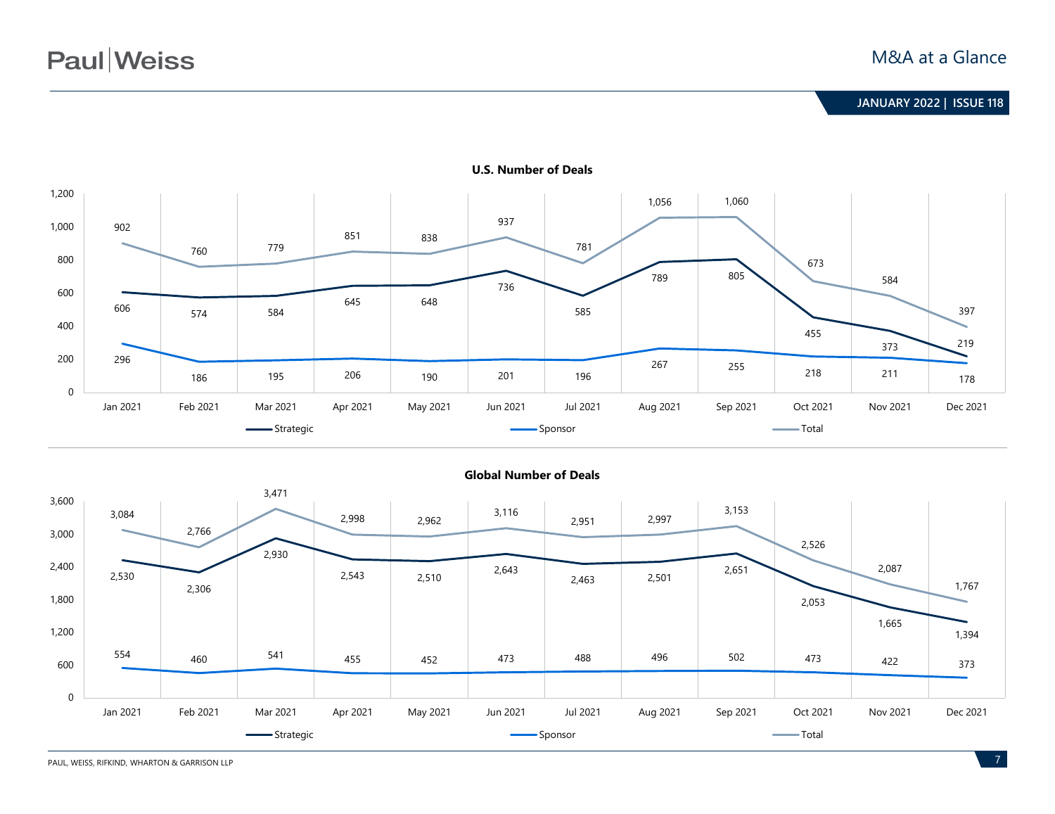**U.S. Number of Deals**

| | Jan 2021 | Feb 2021 | Mar 2021 | Apr 2021 | May 2021 | Jun 2021 | Jul 2021 | Aug 2021 | Sep 2021 | Oct 2021 | Nov 2021 | Dec 2021 |
|---|---|---|---|---|---|---|---|---|---|---|---|---|
| Strategic | 606 | 574 | 584 | 645 | 648 | 736 | 585 | 789 | 805 | 455 | 373 | 219 |
| Sponsor | 296 | 186 | 195 | 206 | 190 | 201 | 196 | 267 | 255 | 218 | 211 | 178 |
| Total | 902 | 760 | 779 | 851 | 838 | 937 | 781 | 1,056 | 1,060 | 673 | 584 | 397 |

**Global Number of Deals**

| | Jan 2021 | Feb 2021 | Mar 2021 | Apr 2021 | May 2021 | Jun 2021 | Jul 2021 | Aug 2021 | Sep 2021 | Oct 2021 | Nov 2021 | Dec 2021 |
|---|---|---|---|---|---|---|---|---|---|---|---|---|
| Strategic | 2,530 | 2,306 | 2,930 | 2,543 | 2,510 | 2,643 | 2,463 | 2,501 | 2,651 | 2,053 | 1,665 | 1,394 |
| Sponsor | 554 | 460 | 541 | 455 | 452 | 473 | 488 | 496 | 502 | 473 | 422 | 373 |
| Total | 3,084 | 2,766 | 3,471 | 2,998 | 2,962 | 3,116 | 2,951 | 2,997 | 3,153 | 2,526 | 2,087 | 1,767 |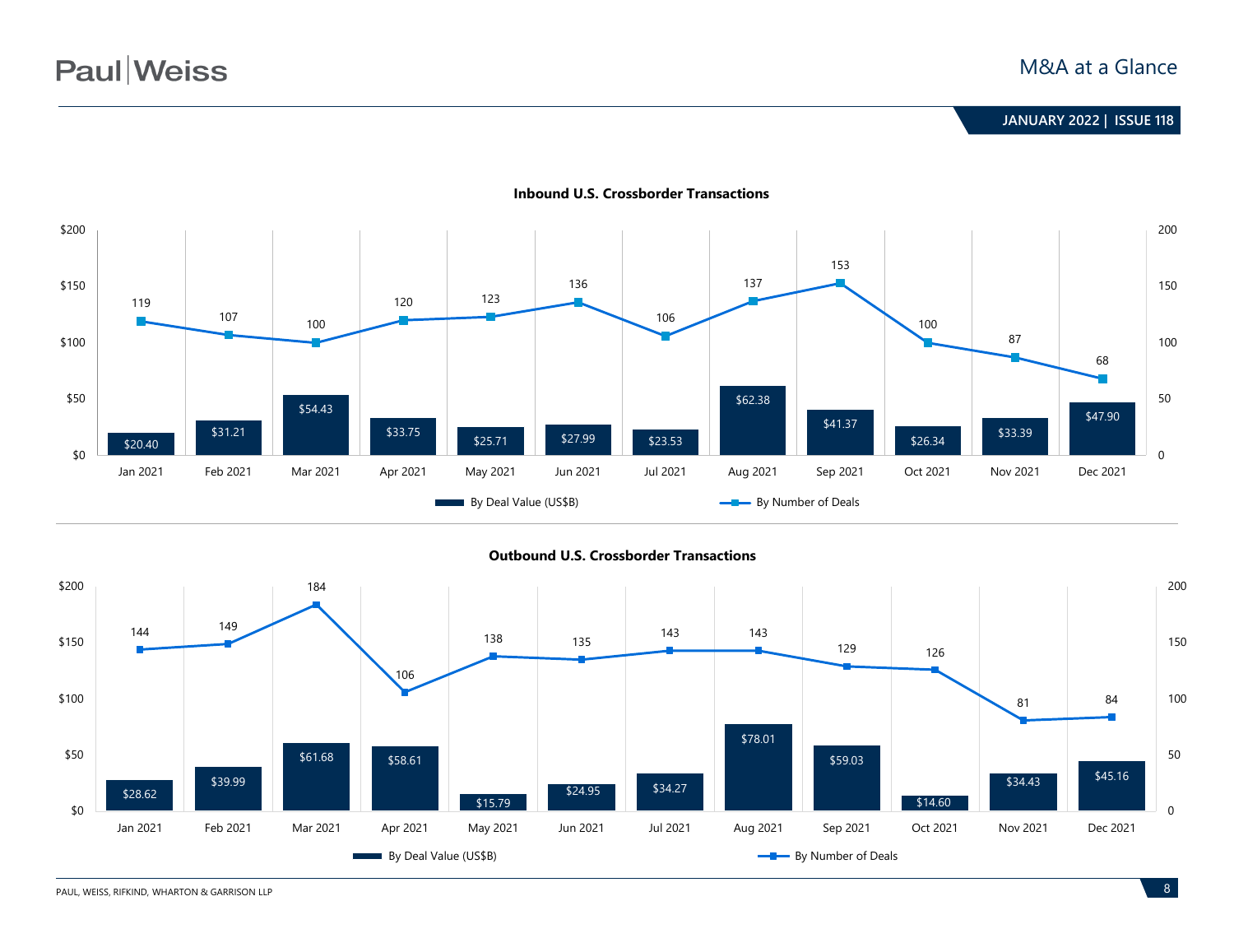## Inbound U.S. Crossborder Transactions

| Month | By Deal Value (US$B) | By Number of Deals |
| --- | --- | --- |
| Jan 2021 | $20.40 | 119 |
| Feb 2021 | $31.21 | 107 |
| Mar 2021 | $54.43 | 100 |
| Apr 2021 | $33.75 | 120 |
| May 2021 | $25.71 | 123 |
| Jun 2021 | $27.99 | 136 |
| Jul 2021 | $23.53 | 106 |
| Aug 2021 | $62.38 | 137 |
| Sep 2021 | $41.37 | 153 |
| Oct 2021 | $26.34 | 100 |
| Nov 2021 | $33.39 | 87 |
| Dec 2021 | $47.90 | 68 |

## Outbound U.S. Crossborder Transactions

| Month | By Deal Value (US$B) | By Number of Deals |
| --- | --- | --- |
| Jan 2021 | $28.62 | 144 |
| Feb 2021 | $39.99 | 149 |
| Mar 2021 | $61.68 | 184 |
| Apr 2021 | $58.61 | 106 |
| May 2021 | $15.79 | 138 |
| Jun 2021 | $24.95 | 135 |
| Jul 2021 | $34.27 | 143 |
| Aug 2021 | $78.01 | 143 |
| Sep 2021 | $59.03 | 129 |
| Oct 2021 | $14.60 | 126 |
| Nov 2021 | $34.43 | 81 |
| Dec 2021 | $45.16 | 84 |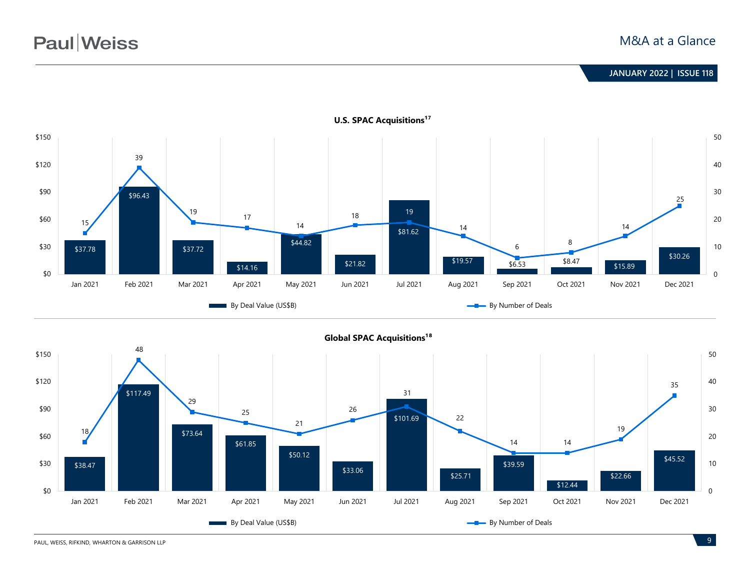## U.S. SPAC Acquisitions[17]

| Month | By Deal Value (US$B) | By Number of Deals |
|---|---|---|
| Jan 2021 | $37.78 | 15 |
| Feb 2021 | $96.43 | 39 |
| Mar 2021 | $37.72 | 19 |
| Apr 2021 | $14.16 | 17 |
| May 2021 | $44.82 | 14 |
| Jun 2021 | $21.82 | 18 |
| Jul 2021 | $81.62 | 19 |
| Aug 2021 | $19.57 | 14 |
| Sep 2021 | $6.53 | 6 |
| Oct 2021 | $8.47 | 8 |
| Nov 2021 | $15.89 | 14 |
| Dec 2021 | $30.26 | 25 |

## Global SPAC Acquisitions[18]

| Month | By Deal Value (US$B) | By Number of Deals |
|---|---|---|
| Jan 2021 | $38.47 | 18 |
| Feb 2021 | $117.49 | 48 |
| Mar 2021 | $73.64 | 29 |
| Apr 2021 | $61.85 | 25 |
| May 2021 | $50.12 | 21 |
| Jun 2021 | $33.06 | 26 |
| Jul 2021 | $101.69 | 31 |
| Aug 2021 | $25.71 | 22 |
| Sep 2021 | $39.59 | 14 |
| Oct 2021 | $12.44 | 14 |
| Nov 2021 | $22.66 | 19 |
| Dec 2021 | $45.52 | 35 |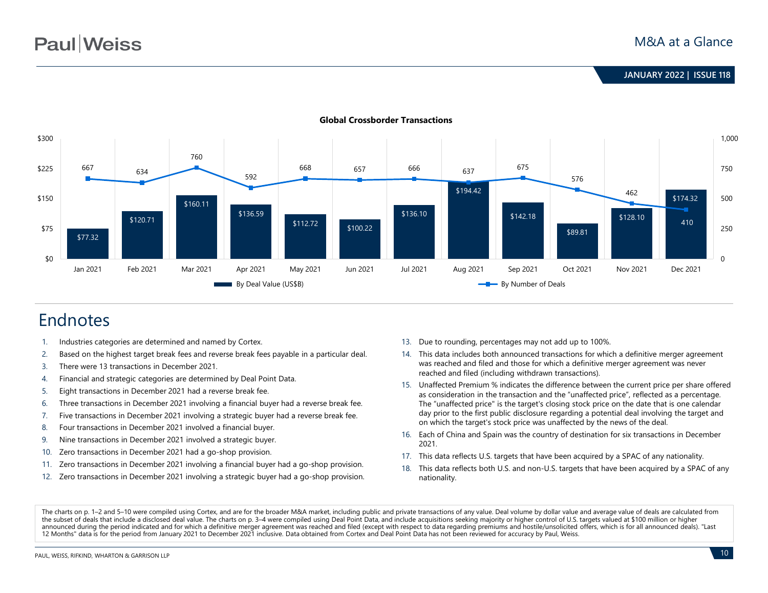### Global Crossborder Transactions

| Month | By Deal Value (US$B) | By Number of Deals |
|---|---|---|
| Jan 2021 | $77.32 | 667 |
| Feb 2021 | $120.71 | 634 |
| Mar 2021 | $160.11 | 760 |
| Apr 2021 | $136.59 | 592 |
| May 2021 | $112.72 | 668 |
| Jun 2021 | $100.22 | 657 |
| Jul 2021 | $136.10 | 666 |
| Aug 2021 | $194.42 | 637 |
| Sep 2021 | $142.18 | 675 |
| Oct 2021 | $89.81 | 576 |
| Nov 2021 | $128.10 | 462 |
| Dec 2021 | $174.32 | 410 |

# Endnotes

1. Industries categories are determined and named by Cortex.
2. Based on the highest target break fees and reverse break fees payable in a particular deal.
3. There were 13 transactions in December 2021.
4. Financial and strategic categories are determined by Deal Point Data.
5. Eight transactions in December 2021 had a reverse break fee.
6. Three transactions in December 2021 involving a financial buyer had a reverse break fee.
7. Five transactions in December 2021 involving a strategic buyer had a reverse break fee.
8. Four transactions in December 2021 involved a financial buyer.
9. Nine transactions in December 2021 involved a strategic buyer.
10. Zero transactions in December 2021 had a go-shop provision.
11. Zero transactions in December 2021 involving a financial buyer had a go-shop provision.
12. Zero transactions in December 2021 involving a strategic buyer had a go-shop provision.
13. Due to rounding, percentages may not add up to 100%.
14. This data includes both announced transactions for which a definitive merger agreement was reached and filed and those for which a definitive merger agreement was never reached and filed (including withdrawn transactions).
15. Unaffected Premium % indicates the difference between the current price per share offered as consideration in the transaction and the "unaffected price", reflected as a percentage. The "unaffected price" is the target's closing stock price on the date that is one calendar day prior to the first public disclosure regarding a potential deal involving the target and on which the target's stock price was unaffected by the news of the deal.
16. Each of China and Spain was the country of destination for six transactions in December 2021.
17. This data reflects U.S. targets that have been acquired by a SPAC of any nationality.
18. This data reflects both U.S. and non-U.S. targets that have been acquired by a SPAC of any nationality.

The charts on p. 1–2 and 5–10 were compiled using Cortex, and are for the broader M&A market, including public and private transactions of any value. Deal volume by dollar value and average value of deals are calculated from the subset of deals that include a disclosed deal value. The charts on p. 3–4 were compiled using Deal Point Data, and include acquisitions seeking majority or higher control of U.S. targets valued at $100 million or higher announced during the period indicated and for which a definitive merger agreement was reached and filed (except with respect to data regarding premiums and hostile/unsolicited offers, which is for all announced deals). "Last 12 Months" data is for the period from January 2021 to December 2021 inclusive. Data obtained from Cortex and Deal Point Data has not been reviewed for accuracy by Paul, Weiss.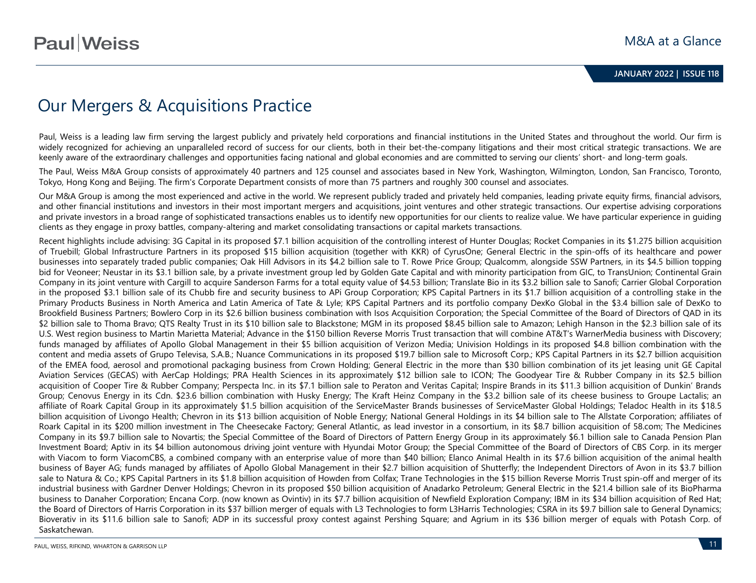# Our Mergers & Acquisitions Practice

Paul, Weiss is a leading law firm serving the largest publicly and privately held corporations and financial institutions in the United States and throughout the world. Our firm is widely recognized for achieving an unparalleled record of success for our clients, both in their bet-the-company litigations and their most critical strategic transactions. We are keenly aware of the extraordinary challenges and opportunities facing national and global economies and are committed to serving our clients' short- and long-term goals.

The Paul, Weiss M&A Group consists of approximately 40 partners and 125 counsel and associates based in New York, Washington, Wilmington, London, San Francisco, Toronto, Tokyo, Hong Kong and Beijing. The firm's Corporate Department consists of more than 75 partners and roughly 300 counsel and associates.

Our M&A Group is among the most experienced and active in the world. We represent publicly traded and privately held companies, leading private equity firms, financial advisors, and other financial institutions and investors in their most important mergers and acquisitions, joint ventures and other strategic transactions. Our expertise advising corporations and private investors in a broad range of sophisticated transactions enables us to identify new opportunities for our clients to realize value. We have particular experience in guiding clients as they engage in proxy battles, company-altering and market consolidating transactions or capital markets transactions.

Recent highlights include advising: 3G Capital in its proposed $7.1 billion acquisition of the controlling interest of Hunter Douglas; Rocket Companies in its $1.275 billion acquisition of Truebill; Global Infrastructure Partners in its proposed $15 billion acquisition (together with KKR) of CyrusOne; General Electric in the spin-offs of its healthcare and power businesses into separately traded public companies; Oak Hill Advisors in its $4.2 billion sale to T. Rowe Price Group; Qualcomm, alongside SSW Partners, in its $4.5 billion topping bid for Veoneer; Neustar in its $3.1 billion sale, by a private investment group led by Golden Gate Capital and with minority participation from GIC, to TransUnion; Continental Grain Company in its joint venture with Cargill to acquire Sanderson Farms for a total equity value of $4.53 billion; Translate Bio in its $3.2 billion sale to Sanofi; Carrier Global Corporation in the proposed $3.1 billion sale of its Chubb fire and security business to APi Group Corporation; KPS Capital Partners in its $1.7 billion acquisition of a controlling stake in the Primary Products Business in North America and Latin America of Tate & Lyle; KPS Capital Partners and its portfolio company DexKo Global in the $3.4 billion sale of DexKo to Brookfield Business Partners; Bowlero Corp in its $2.6 billion business combination with Isos Acquisition Corporation; the Special Committee of the Board of Directors of QAD in its $2 billion sale to Thoma Bravo; QTS Realty Trust in its $10 billion sale to Blackstone; MGM in its proposed $8.45 billion sale to Amazon; Lehigh Hanson in the $2.3 billion sale of its U.S. West region business to Martin Marietta Material; Advance in the $150 billion Reverse Morris Trust transaction that will combine AT&T's WarnerMedia business with Discovery; funds managed by affiliates of Apollo Global Management in their $5 billion acquisition of Verizon Media; Univision Holdings in its proposed $4.8 billion combination with the content and media assets of Grupo Televisa, S.A.B.; Nuance Communications in its proposed $19.7 billion sale to Microsoft Corp.; KPS Capital Partners in its $2.7 billion acquisition of the EMEA food, aerosol and promotional packaging business from Crown Holding; General Electric in the more than $30 billion combination of its jet leasing unit GE Capital Aviation Services (GECAS) with AerCap Holdings; PRA Health Sciences in its approximately $12 billion sale to ICON; The Goodyear Tire & Rubber Company in its $2.5 billion acquisition of Cooper Tire & Rubber Company; Perspecta Inc. in its $7.1 billion sale to Peraton and Veritas Capital; Inspire Brands in its $11.3 billion acquisition of Dunkin' Brands Group; Cenovus Energy in its Cdn. $23.6 billion combination with Husky Energy; The Kraft Heinz Company in the $3.2 billion sale of its cheese business to Groupe Lactalis; an affiliate of Roark Capital Group in its approximately $1.5 billion acquisition of the ServiceMaster Brands businesses of ServiceMaster Global Holdings; Teladoc Health in its $18.5 billion acquisition of Livongo Health; Chevron in its $13 billion acquisition of Noble Energy; National General Holdings in its $4 billion sale to The Allstate Corporation; affiliates of Roark Capital in its $200 million investment in The Cheesecake Factory; General Atlantic, as lead investor in a consortium, in its $8.7 billion acquisition of 58.com; The Medicines Company in its $9.7 billion sale to Novartis; the Special Committee of the Board of Directors of Pattern Energy Group in its approximately $6.1 billion sale to Canada Pension Plan Investment Board; Aptiv in its $4 billion autonomous driving joint venture with Hyundai Motor Group; the Special Committee of the Board of Directors of CBS Corp. in its merger with Viacom to form ViacomCBS, a combined company with an enterprise value of more than $40 billion; Elanco Animal Health in its $7.6 billion acquisition of the animal health business of Bayer AG; funds managed by affiliates of Apollo Global Management in their $2.7 billion acquisition of Shutterfly; the Independent Directors of Avon in its $3.7 billion sale to Natura & Co.; KPS Capital Partners in its $1.8 billion acquisition of Howden from Colfax; Trane Technologies in the $15 billion Reverse Morris Trust spin-off and merger of its industrial business with Gardner Denver Holdings; Chevron in its proposed $50 billion acquisition of Anadarko Petroleum; General Electric in the $21.4 billion sale of its BioPharma business to Danaher Corporation; Encana Corp. (now known as Ovintiv) in its $7.7 billion acquisition of Newfield Exploration Company; IBM in its $34 billion acquisition of Red Hat; the Board of Directors of Harris Corporation in its $37 billion merger of equals with L3 Technologies to form L3Harris Technologies; CSRA in its $9.7 billion sale to General Dynamics; Bioverativ in its $11.6 billion sale to Sanofi; ADP in its successful proxy contest against Pershing Square; and Agrium in its $36 billion merger of equals with Potash Corp. of Saskatchewan.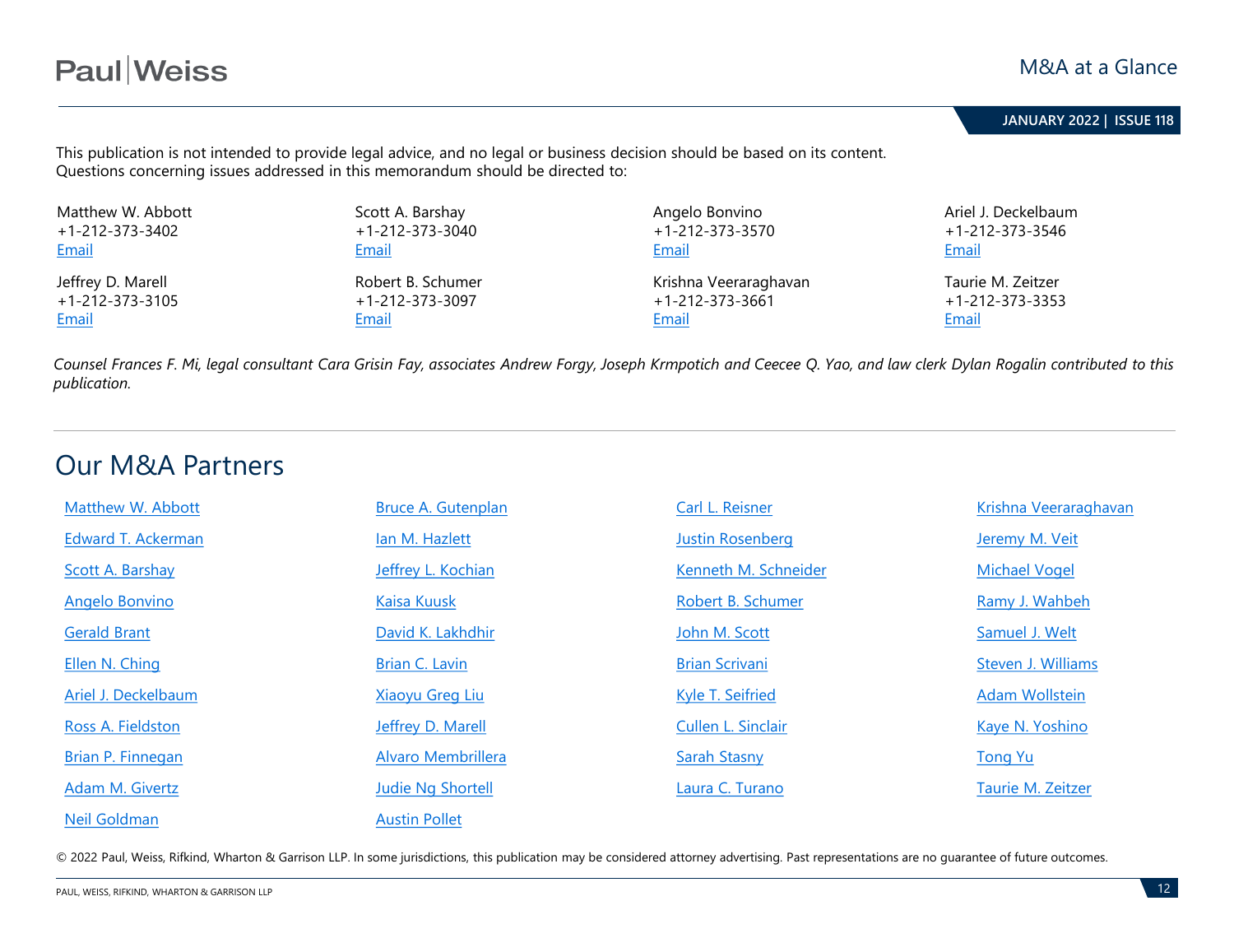This publication is not intended to provide legal advice, and no legal or business decision should be based on its content. Questions concerning issues addressed in this memorandum should be directed to:

Matthew W. Abbott
+1-212-373-3402
Email

Scott A. Barshay
+1-212-373-3040
Email

Angelo Bonvino
+1-212-373-3570
Email

Ariel J. Deckelbaum
+1-212-373-3546
Email

Jeffrey D. Marell
+1-212-373-3105
Email

Robert B. Schumer
+1-212-373-3097
Email

Krishna Veeraraghavan
+1-212-373-3661
Email

Taurie M. Zeitzer
+1-212-373-3353
Email

*Counsel Frances F. Mi, legal consultant Cara Grisin Fay, associates Andrew Forgy, Joseph Krmpotich and Ceecee Q. Yao, and law clerk Dylan Rogalin contributed to this publication.*

## Our M&A Partners

Matthew W. Abbott
Edward T. Ackerman
Scott A. Barshay
Angelo Bonvino
Gerald Brant
Ellen N. Ching
Ariel J. Deckelbaum
Ross A. Fieldston
Brian P. Finnegan
Adam M. Givertz
Neil Goldman

Bruce A. Gutenplan
Ian M. Hazlett
Jeffrey L. Kochian
Kaisa Kuusk
David K. Lakhdhir
Brian C. Lavin
Xiaoyu Greg Liu
Jeffrey D. Marell
Alvaro Membrillera
Judie Ng Shortell
Austin Pollet

Carl L. Reisner
Justin Rosenberg
Kenneth M. Schneider
Robert B. Schumer
John M. Scott
Brian Scrivani
Kyle T. Seifried
Cullen L. Sinclair
Sarah Stasny
Laura C. Turano

Krishna Veeraraghavan
Jeremy M. Veit
Michael Vogel
Ramy J. Wahbeh
Samuel J. Welt
Steven J. Williams
Adam Wollstein
Kaye N. Yoshino
Tong Yu
Taurie M. Zeitzer

© 2022 Paul, Weiss, Rifkind, Wharton & Garrison LLP. In some jurisdictions, this publication may be considered attorney advertising. Past representations are no guarantee of future outcomes.